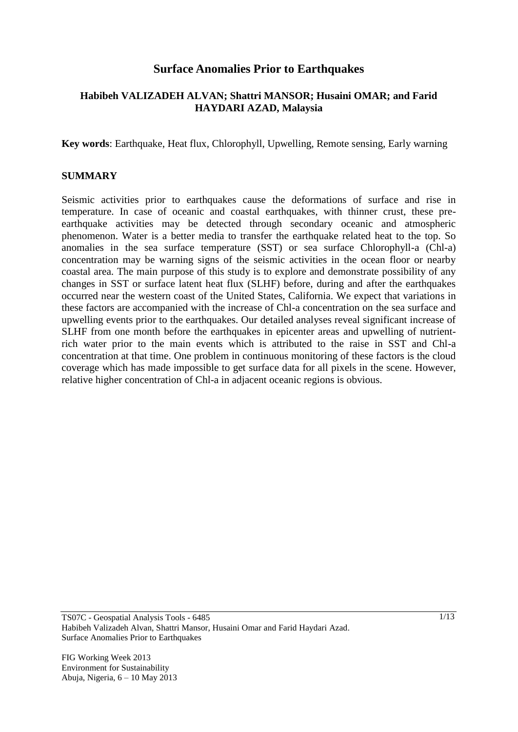# Surface Anomalies Prior to Earthquakes

**Habibeh VALIZADEH ALVAN; Shattri MANSOR; Husaini OMAR; and Farid HAYDARI AZAD, Malaysia**

**Key words**: Earthquake, Heat flux, Chlorophyll, Upwelling, Remote sensing, Early warning

## SUMMARY

Seismic activities prior to earthquakes cause the deformations of surface and rise in temperature. In case of oceanic and coastal earthquakes, with thinner crust, these pre-earthquake activities may be detected through secondary oceanic and atmospheric phenomenon. Water is a better media to transfer the earthquake related heat to the top. So anomalies in the sea surface temperature (SST) or sea surface Chlorophyll-a (Chl-a) concentration may be warning signs of the seismic activities in the ocean floor or nearby coastal area. The main purpose of this study is to explore and demonstrate possibility of any changes in SST or surface latent heat flux (SLHF) before, during and after the earthquakes occurred near the western coast of the United States, California. We expect that variations in these factors are accompanied with the increase of Chl-a concentration on the sea surface and upwelling events prior to the earthquakes. Our detailed analyses reveal significant increase of SLHF from one month before the earthquakes in epicenter areas and upwelling of nutrient-rich water prior to the main events which is attributed to the raise in SST and Chl-a concentration at that time. One problem in continuous monitoring of these factors is the cloud coverage which has made impossible to get surface data for all pixels in the scene. However, relative higher concentration of Chl-a in adjacent oceanic regions is obvious.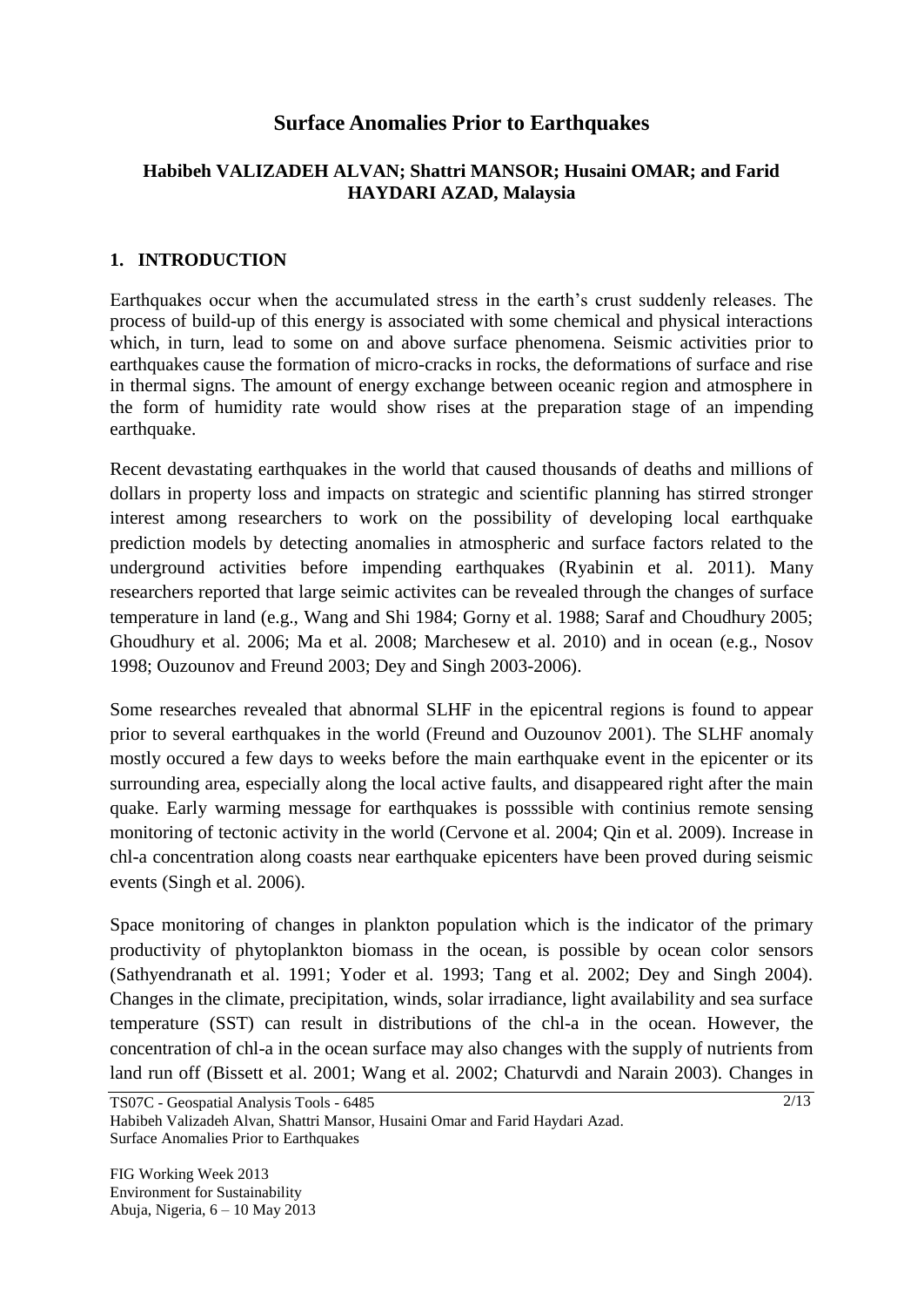# Surface Anomalies Prior to Earthquakes

**Habibeh VALIZADEH ALVAN; Shattri MANSOR; Husaini OMAR; and Farid HAYDARI AZAD, Malaysia**

## 1. INTRODUCTION

Earthquakes occur when the accumulated stress in the earth's crust suddenly releases. The process of build-up of this energy is associated with some chemical and physical interactions which, in turn, lead to some on and above surface phenomena. Seismic activities prior to earthquakes cause the formation of micro-cracks in rocks, the deformations of surface and rise in thermal signs. The amount of energy exchange between oceanic region and atmosphere in the form of humidity rate would show rises at the preparation stage of an impending earthquake.

Recent devastating earthquakes in the world that caused thousands of deaths and millions of dollars in property loss and impacts on strategic and scientific planning has stirred stronger interest among researchers to work on the possibility of developing local earthquake prediction models by detecting anomalies in atmospheric and surface factors related to the underground activities before impending earthquakes (Ryabinin et al. 2011). Many researchers reported that large seimic activites can be revealed through the changes of surface temperature in land (e.g., Wang and Shi 1984; Gorny et al. 1988; Saraf and Choudhury 2005; Ghoudhury et al. 2006; Ma et al. 2008; Marchesew et al. 2010) and in ocean (e.g., Nosov 1998; Ouzounov and Freund 2003; Dey and Singh 2003-2006).

Some researches revealed that abnormal SLHF in the epicentral regions is found to appear prior to several earthquakes in the world (Freund and Ouzounov 2001). The SLHF anomaly mostly occured a few days to weeks before the main earthquake event in the epicenter or its surrounding area, especially along the local active faults, and disappeared right after the main quake. Early warming message for earthquakes is posssible with continius remote sensing monitoring of tectonic activity in the world (Cervone et al. 2004; Qin et al. 2009). Increase in chl-a concentration along coasts near earthquake epicenters have been proved during seismic events (Singh et al. 2006).

Space monitoring of changes in plankton population which is the indicator of the primary productivity of phytoplankton biomass in the ocean, is possible by ocean color sensors (Sathyendranath et al. 1991; Yoder et al. 1993; Tang et al. 2002; Dey and Singh 2004). Changes in the climate, precipitation, winds, solar irradiance, light availability and sea surface temperature (SST) can result in distributions of the chl-a in the ocean. However, the concentration of chl-a in the ocean surface may also changes with the supply of nutrients from land run off (Bissett et al. 2001; Wang et al. 2002; Chaturvdi and Narain 2003). Changes in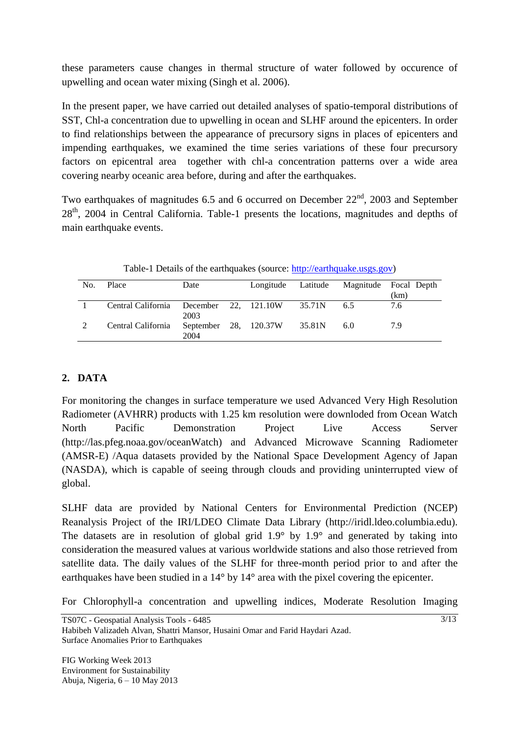these parameters cause changes in thermal structure of water followed by occurence of upwelling and ocean water mixing (Singh et al. 2006).

In the present paper, we have carried out detailed analyses of spatio-temporal distributions of SST, Chl-a concentration due to upwelling in ocean and SLHF around the epicenters. In order to find relationships between the appearance of precursory signs in places of epicenters and impending earthquakes, we examined the time series variations of these four precursory factors on epicentral area together with chl-a concentration patterns over a wide area covering nearby oceanic area before, during and after the earthquakes.

Two earthquakes of magnitudes 6.5 and 6 occurred on December 22[nd], 2003 and September 28[th], 2004 in Central California. Table-1 presents the locations, magnitudes and depths of main earthquake events.

Table-1 Details of the earthquakes (source: http://earthquake.usgs.gov)

| No. | Place | Date | Longitude | Latitude | Magnitude | Focal Depth (km) |
|---|---|---|---|---|---|---|
| 1 | Central California | December 22, 2003 | 121.10W | 35.71N | 6.5 | 7.6 |
| 2 | Central California | September 28, 2004 | 120.37W | 35.81N | 6.0 | 7.9 |

## 2. DATA

For monitoring the changes in surface temperature we used Advanced Very High Resolution Radiometer (AVHRR) products with 1.25 km resolution were downloded from Ocean Watch North Pacific Demonstration Project Live Access Server (http://las.pfeg.noaa.gov/oceanWatch) and Advanced Microwave Scanning Radiometer (AMSR-E) /Aqua datasets provided by the National Space Development Agency of Japan (NASDA), which is capable of seeing through clouds and providing uninterrupted view of global.

SLHF data are provided by National Centers for Environmental Prediction (NCEP) Reanalysis Project of the IRI/LDEO Climate Data Library (http://iridl.ldeo.columbia.edu). The datasets are in resolution of global grid 1.9° by 1.9° and generated by taking into consideration the measured values at various worldwide stations and also those retrieved from satellite data. The daily values of the SLHF for three-month period prior to and after the earthquakes have been studied in a 14° by 14° area with the pixel covering the epicenter.

For Chlorophyll-a concentration and upwelling indices, Moderate Resolution Imaging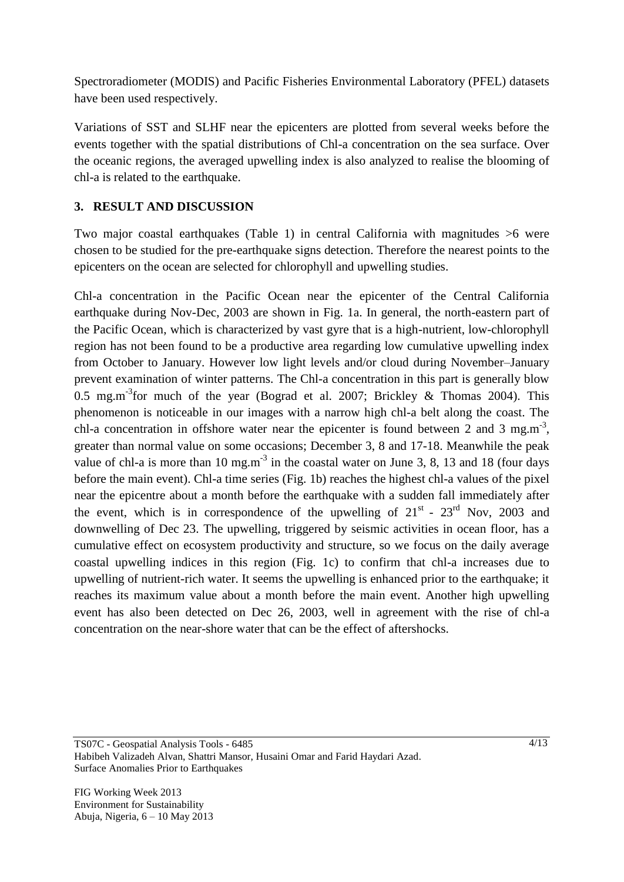Spectroradiometer (MODIS) and Pacific Fisheries Environmental Laboratory (PFEL) datasets have been used respectively.

Variations of SST and SLHF near the epicenters are plotted from several weeks before the events together with the spatial distributions of Chl-a concentration on the sea surface. Over the oceanic regions, the averaged upwelling index is also analyzed to realise the blooming of chl-a is related to the earthquake.

## 3. RESULT AND DISCUSSION

Two major coastal earthquakes (Table 1) in central California with magnitudes >6 were chosen to be studied for the pre-earthquake signs detection. Therefore the nearest points to the epicenters on the ocean are selected for chlorophyll and upwelling studies.

Chl-a concentration in the Pacific Ocean near the epicenter of the Central California earthquake during Nov-Dec, 2003 are shown in Fig. 1a. In general, the north-eastern part of the Pacific Ocean, which is characterized by vast gyre that is a high-nutrient, low-chlorophyll region has not been found to be a productive area regarding low cumulative upwelling index from October to January. However low light levels and/or cloud during November–January prevent examination of winter patterns. The Chl-a concentration in this part is generally blow 0.5 $mg.m^{-3}$for much of the year (Bograd et al. 2007; Brickley & Thomas 2004). This phenomenon is noticeable in our images with a narrow high chl-a belt along the coast. The chl-a concentration in offshore water near the epicenter is found between 2 and 3 $mg.m^{-3}$, greater than normal value on some occasions; December 3, 8 and 17-18. Meanwhile the peak value of chl-a is more than 10 $mg.m^{-3}$ in the coastal water on June 3, 8, 13 and 18 (four days before the main event). Chl-a time series (Fig. 1b) reaches the highest chl-a values of the pixel near the epicentre about a month before the earthquake with a sudden fall immediately after the event, which is in correspondence of the upwelling of $21^{st}$ - $23^{rd}$ Nov, 2003 and downwelling of Dec 23. The upwelling, triggered by seismic activities in ocean floor, has a cumulative effect on ecosystem productivity and structure, so we focus on the daily average coastal upwelling indices in this region (Fig. 1c) to confirm that chl-a increases due to upwelling of nutrient-rich water. It seems the upwelling is enhanced prior to the earthquake; it reaches its maximum value about a month before the main event. Another high upwelling event has also been detected on Dec 26, 2003, well in agreement with the rise of chl-a concentration on the near-shore water that can be the effect of aftershocks.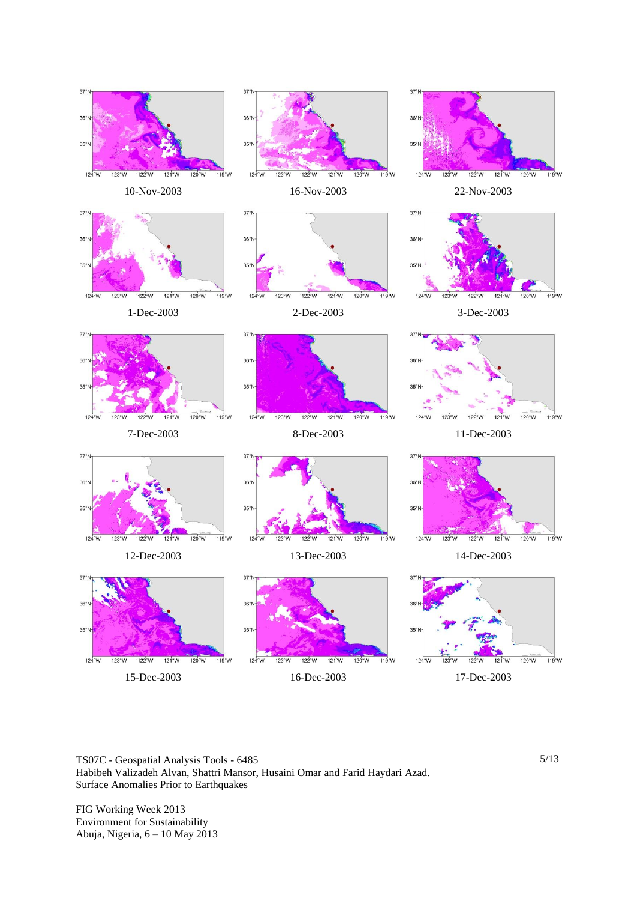10-Nov-2003

16-Nov-2003

22-Nov-2003

1-Dec-2003

2-Dec-2003

3-Dec-2003

7-Dec-2003

8-Dec-2003

11-Dec-2003

12-Dec-2003

13-Dec-2003

14-Dec-2003

15-Dec-2003

16-Dec-2003

17-Dec-2003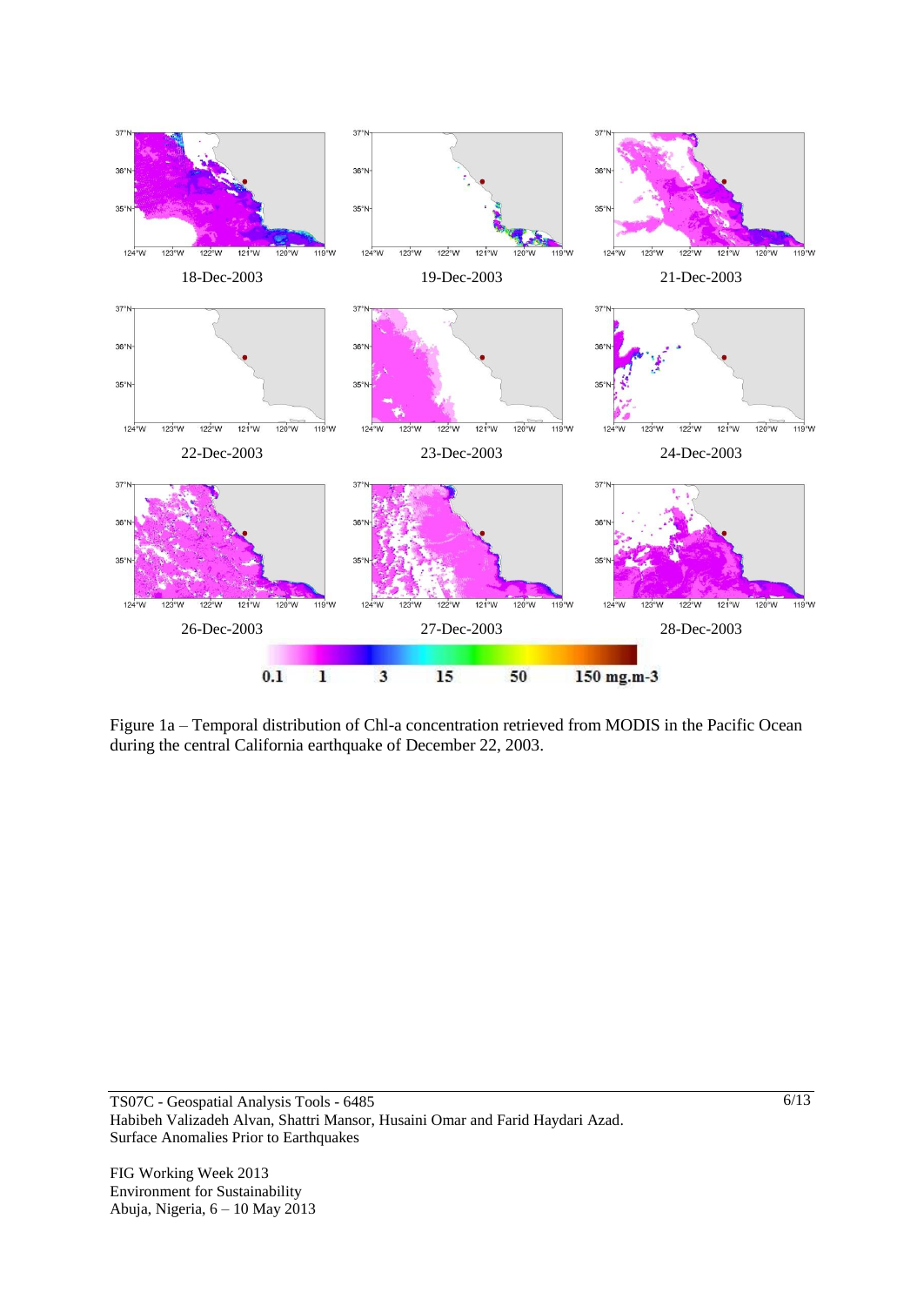Figure 1a – Temporal distribution of Chl-a concentration retrieved from MODIS in the Pacific Ocean during the central California earthquake of December 22, 2003.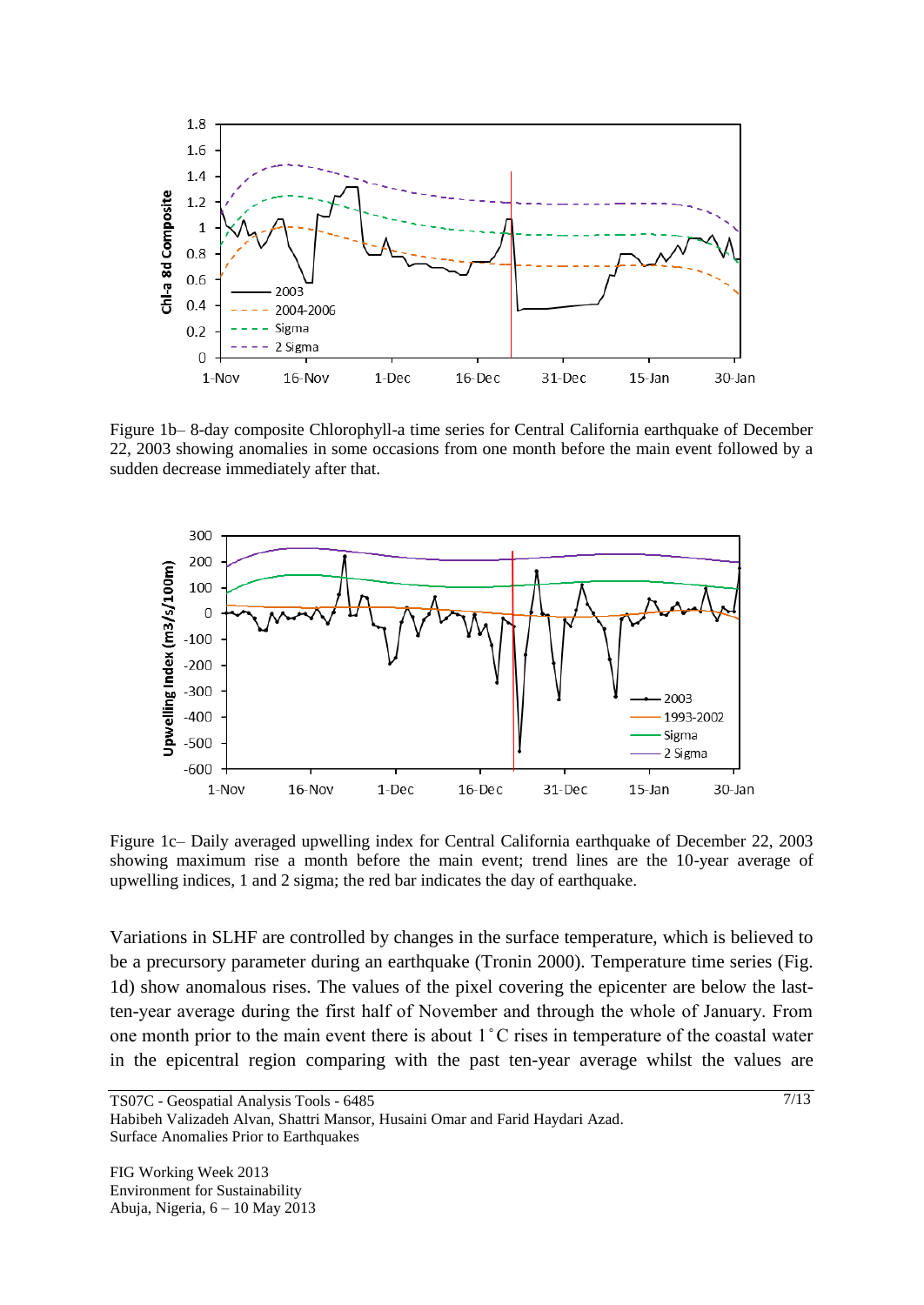Figure 1b– 8-day composite Chlorophyll-a time series for Central California earthquake of December 22, 2003 showing anomalies in some occasions from one month before the main event followed by a sudden decrease immediately after that.

Figure 1c– Daily averaged upwelling index for Central California earthquake of December 22, 2003 showing maximum rise a month before the main event; trend lines are the 10-year average of upwelling indices, 1 and 2 sigma; the red bar indicates the day of earthquake.

Variations in SLHF are controlled by changes in the surface temperature, which is believed to be a precursory parameter during an earthquake (Tronin 2000). Temperature time series (Fig. 1d) show anomalous rises. The values of the pixel covering the epicenter are below the last-ten-year average during the first half of November and through the whole of January. From one month prior to the main event there is about 1˚C rises in temperature of the coastal water in the epicentral region comparing with the past ten-year average whilst the values are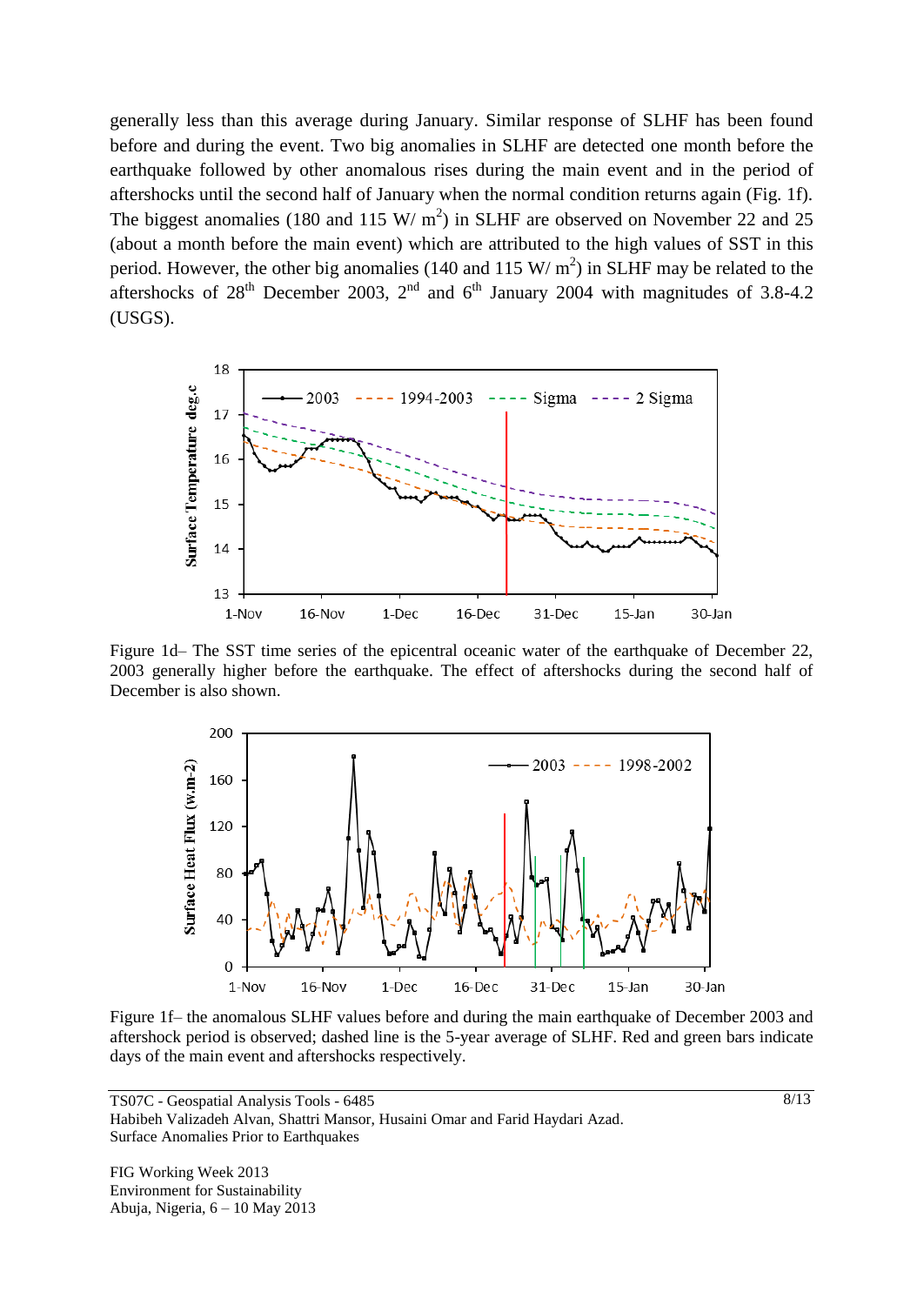generally less than this average during January. Similar response of SLHF has been found before and during the event. Two big anomalies in SLHF are detected one month before the earthquake followed by other anomalous rises during the main event and in the period of aftershocks until the second half of January when the normal condition returns again (Fig. 1f). The biggest anomalies (180 and 115 W/ $m^2$) in SLHF are observed on November 22 and 25 (about a month before the main event) which are attributed to the high values of SST in this period. However, the other big anomalies (140 and 115 W/ $m^2$) in SLHF may be related to the aftershocks of 28th December 2003, 2nd and 6th January 2004 with magnitudes of 3.8-4.2 (USGS).

Figure 1d– The SST time series of the epicentral oceanic water of the earthquake of December 22, 2003 generally higher before the earthquake. The effect of aftershocks during the second half of December is also shown.

Figure 1f– the anomalous SLHF values before and during the main earthquake of December 2003 and aftershock period is observed; dashed line is the 5-year average of SLHF. Red and green bars indicate days of the main event and aftershocks respectively.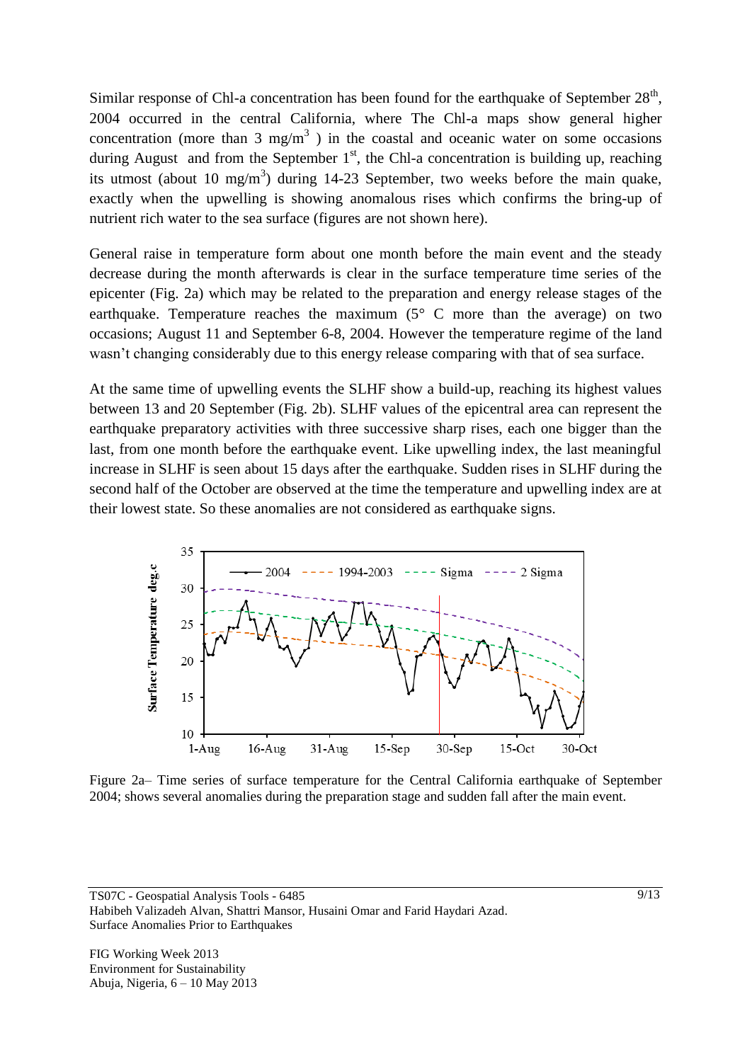Similar response of Chl-a concentration has been found for the earthquake of September 28th, 2004 occurred in the central California, where The Chl-a maps show general higher concentration (more than 3 $mg/m^3$ ) in the coastal and oceanic water on some occasions during August and from the September 1st, the Chl-a concentration is building up, reaching its utmost (about 10 $mg/m^3$) during 14-23 September, two weeks before the main quake, exactly when the upwelling is showing anomalous rises which confirms the bring-up of nutrient rich water to the sea surface (figures are not shown here).

General raise in temperature form about one month before the main event and the steady decrease during the month afterwards is clear in the surface temperature time series of the epicenter (Fig. 2a) which may be related to the preparation and energy release stages of the earthquake. Temperature reaches the maximum (5° C more than the average) on two occasions; August 11 and September 6-8, 2004. However the temperature regime of the land wasn't changing considerably due to this energy release comparing with that of sea surface.

At the same time of upwelling events the SLHF show a build-up, reaching its highest values between 13 and 20 September (Fig. 2b). SLHF values of the epicentral area can represent the earthquake preparatory activities with three successive sharp rises, each one bigger than the last, from one month before the earthquake event. Like upwelling index, the last meaningful increase in SLHF is seen about 15 days after the earthquake. Sudden rises in SLHF during the second half of the October are observed at the time the temperature and upwelling index are at their lowest state. So these anomalies are not considered as earthquake signs.

Figure 2a– Time series of surface temperature for the Central California earthquake of September 2004; shows several anomalies during the preparation stage and sudden fall after the main event.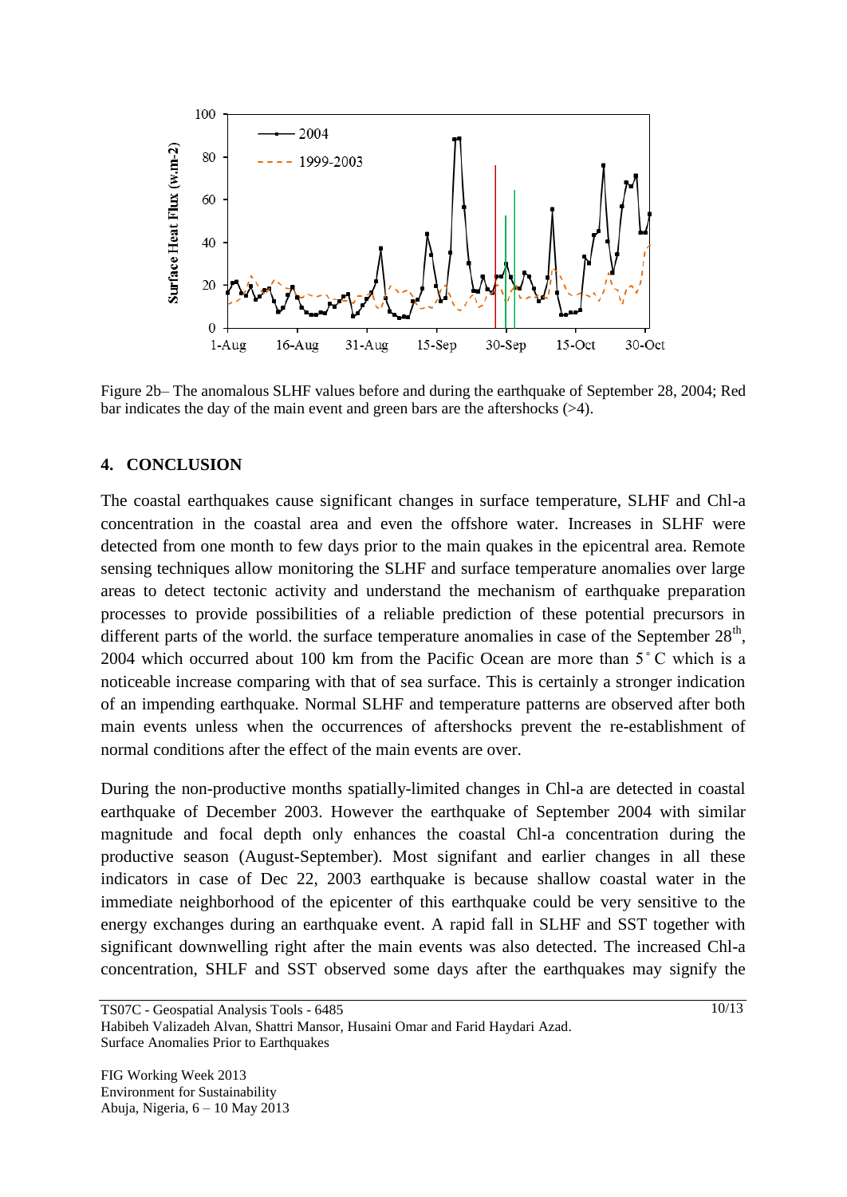Figure 2b– The anomalous SLHF values before and during the earthquake of September 28, 2004; Red bar indicates the day of the main event and green bars are the aftershocks (>4).

## 4. CONCLUSION

The coastal earthquakes cause significant changes in surface temperature, SLHF and Chl-a concentration in the coastal area and even the offshore water. Increases in SLHF were detected from one month to few days prior to the main quakes in the epicentral area. Remote sensing techniques allow monitoring the SLHF and surface temperature anomalies over large areas to detect tectonic activity and understand the mechanism of earthquake preparation processes to provide possibilities of a reliable prediction of these potential precursors in different parts of the world. the surface temperature anomalies in case of the September 28th, 2004 which occurred about 100 km from the Pacific Ocean are more than 5˚C which is a noticeable increase comparing with that of sea surface. This is certainly a stronger indication of an impending earthquake. Normal SLHF and temperature patterns are observed after both main events unless when the occurrences of aftershocks prevent the re-establishment of normal conditions after the effect of the main events are over.

During the non-productive months spatially-limited changes in Chl-a are detected in coastal earthquake of December 2003. However the earthquake of September 2004 with similar magnitude and focal depth only enhances the coastal Chl-a concentration during the productive season (August-September). Most signifant and earlier changes in all these indicators in case of Dec 22, 2003 earthquake is because shallow coastal water in the immediate neighborhood of the epicenter of this earthquake could be very sensitive to the energy exchanges during an earthquake event. A rapid fall in SLHF and SST together with significant downwelling right after the main events was also detected. The increased Chl-a concentration, SHLF and SST observed some days after the earthquakes may signify the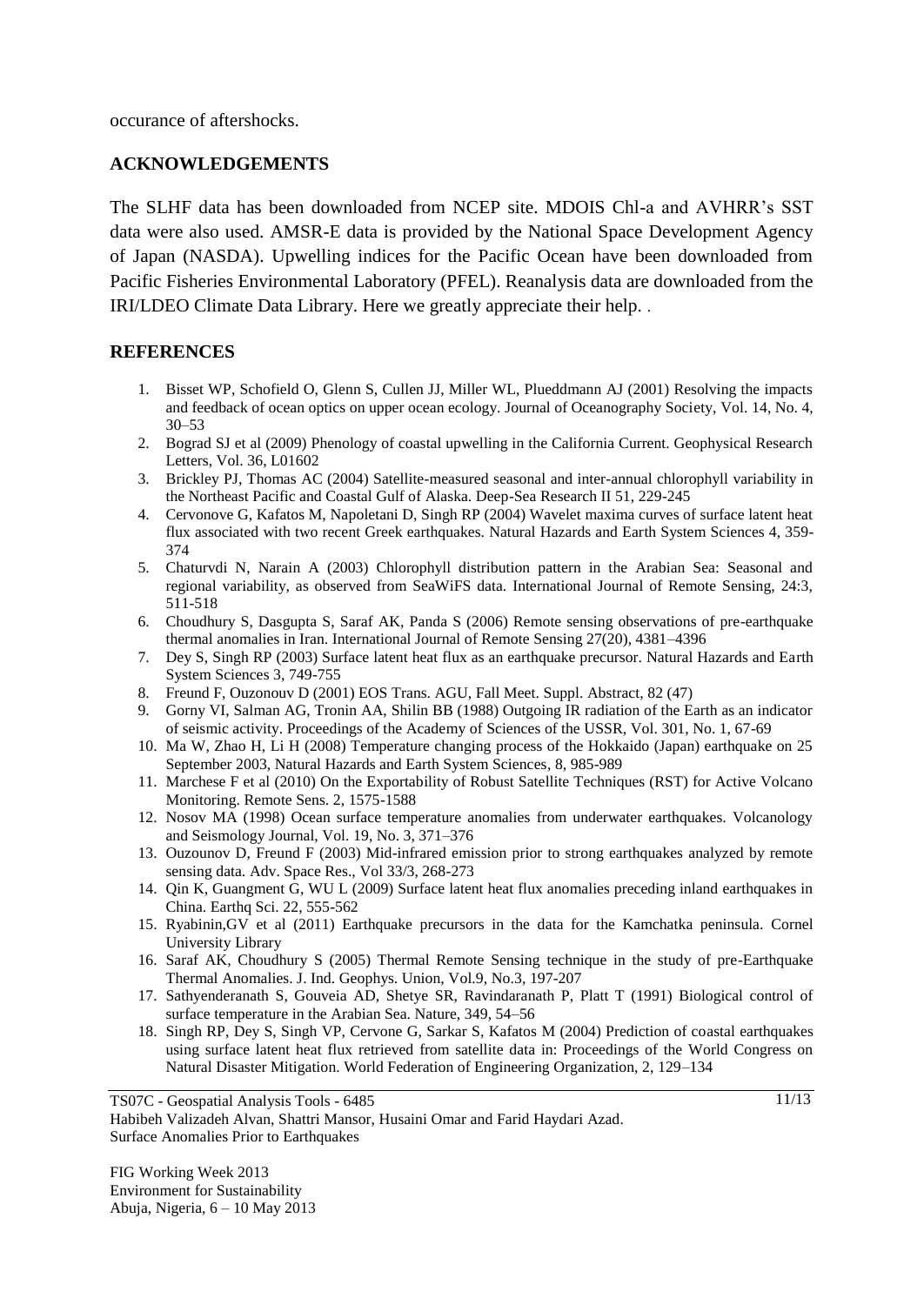occurance of aftershocks.

## ACKNOWLEDGEMENTS

The SLHF data has been downloaded from NCEP site. MDOIS Chl-a and AVHRR's SST data were also used. AMSR-E data is provided by the National Space Development Agency of Japan (NASDA). Upwelling indices for the Pacific Ocean have been downloaded from Pacific Fisheries Environmental Laboratory (PFEL). Reanalysis data are downloaded from the IRI/LDEO Climate Data Library. Here we greatly appreciate their help. .

## REFERENCES

1. Bisset WP, Schofield O, Glenn S, Cullen JJ, Miller WL, Plueddmann AJ (2001) Resolving the impacts and feedback of ocean optics on upper ocean ecology. Journal of Oceanography Society, Vol. 14, No. 4, 30–53
2. Bograd SJ et al (2009) Phenology of coastal upwelling in the California Current. Geophysical Research Letters, Vol. 36, L01602
3. Brickley PJ, Thomas AC (2004) Satellite-measured seasonal and inter-annual chlorophyll variability in the Northeast Pacific and Coastal Gulf of Alaska. Deep-Sea Research II 51, 229-245
4. Cervonove G, Kafatos M, Napoletani D, Singh RP (2004) Wavelet maxima curves of surface latent heat flux associated with two recent Greek earthquakes. Natural Hazards and Earth System Sciences 4, 359-374
5. Chaturvdi N, Narain A (2003) Chlorophyll distribution pattern in the Arabian Sea: Seasonal and regional variability, as observed from SeaWiFS data. International Journal of Remote Sensing, 24:3, 511-518
6. Choudhury S, Dasgupta S, Saraf AK, Panda S (2006) Remote sensing observations of pre-earthquake thermal anomalies in Iran. International Journal of Remote Sensing 27(20), 4381–4396
7. Dey S, Singh RP (2003) Surface latent heat flux as an earthquake precursor. Natural Hazards and Earth System Sciences 3, 749-755
8. Freund F, Ouzonouv D (2001) EOS Trans. AGU, Fall Meet. Suppl. Abstract, 82 (47)
9. Gorny VI, Salman AG, Tronin AA, Shilin BB (1988) Outgoing IR radiation of the Earth as an indicator of seismic activity. Proceedings of the Academy of Sciences of the USSR, Vol. 301, No. 1, 67-69
10. Ma W, Zhao H, Li H (2008) Temperature changing process of the Hokkaido (Japan) earthquake on 25 September 2003, Natural Hazards and Earth System Sciences, 8, 985-989
11. Marchese F et al (2010) On the Exportability of Robust Satellite Techniques (RST) for Active Volcano Monitoring. Remote Sens. 2, 1575-1588
12. Nosov MA (1998) Ocean surface temperature anomalies from underwater earthquakes. Volcanology and Seismology Journal, Vol. 19, No. 3, 371–376
13. Ouzounov D, Freund F (2003) Mid-infrared emission prior to strong earthquakes analyzed by remote sensing data. Adv. Space Res., Vol 33/3, 268-273
14. Qin K, Guangment G, WU L (2009) Surface latent heat flux anomalies preceding inland earthquakes in China. Earthq Sci. 22, 555-562
15. Ryabinin,GV et al (2011) Earthquake precursors in the data for the Kamchatka peninsula. Cornel University Library
16. Saraf AK, Choudhury S (2005) Thermal Remote Sensing technique in the study of pre-Earthquake Thermal Anomalies. J. Ind. Geophys. Union, Vol.9, No.3, 197-207
17. Sathyenderanath S, Gouveia AD, Shetye SR, Ravindaranath P, Platt T (1991) Biological control of surface temperature in the Arabian Sea. Nature, 349, 54–56
18. Singh RP, Dey S, Singh VP, Cervone G, Sarkar S, Kafatos M (2004) Prediction of coastal earthquakes using surface latent heat flux retrieved from satellite data in: Proceedings of the World Congress on Natural Disaster Mitigation. World Federation of Engineering Organization, 2, 129–134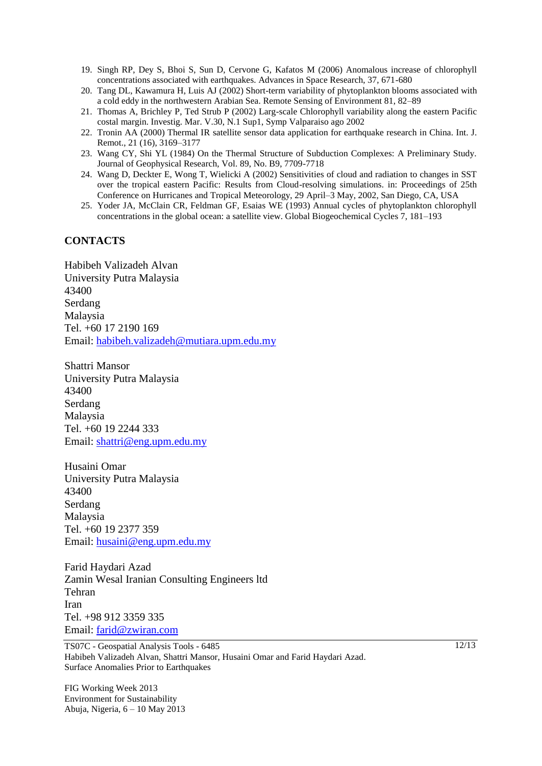19. Singh RP, Dey S, Bhoi S, Sun D, Cervone G, Kafatos M (2006) Anomalous increase of chlorophyll concentrations associated with earthquakes. Advances in Space Research, 37, 671-680
20. Tang DL, Kawamura H, Luis AJ (2002) Short-term variability of phytoplankton blooms associated with a cold eddy in the northwestern Arabian Sea. Remote Sensing of Environment 81, 82–89
21. Thomas A, Brichley P, Ted Strub P (2002) Larg-scale Chlorophyll variability along the eastern Pacific costal margin. Investig. Mar. V.30, N.1 Sup1, Symp Valparaiso ago 2002
22. Tronin AA (2000) Thermal IR satellite sensor data application for earthquake research in China. Int. J. Remot., 21 (16), 3169–3177
23. Wang CY, Shi YL (1984) On the Thermal Structure of Subduction Complexes: A Preliminary Study. Journal of Geophysical Research, Vol. 89, No. B9, 7709-7718
24. Wang D, Deckter E, Wong T, Wielicki A (2002) Sensitivities of cloud and radiation to changes in SST over the tropical eastern Pacific: Results from Cloud-resolving simulations. in: Proceedings of 25th Conference on Hurricanes and Tropical Meteorology, 29 April–3 May, 2002, San Diego, CA, USA
25. Yoder JA, McClain CR, Feldman GF, Esaias WE (1993) Annual cycles of phytoplankton chlorophyll concentrations in the global ocean: a satellite view. Global Biogeochemical Cycles 7, 181–193

## CONTACTS

Habibeh Valizadeh Alvan
University Putra Malaysia
43400
Serdang
Malaysia
Tel. +60 17 2190 169
Email: habibeh.valizadeh@mutiara.upm.edu.my

Shattri Mansor
University Putra Malaysia
43400
Serdang
Malaysia
Tel. +60 19 2244 333
Email: shattri@eng.upm.edu.my

Husaini Omar
University Putra Malaysia
43400
Serdang
Malaysia
Tel. +60 19 2377 359
Email: husaini@eng.upm.edu.my

Farid Haydari Azad
Zamin Wesal Iranian Consulting Engineers ltd
Tehran
Iran
Tel. +98 912 3359 335
Email: farid@zwiran.com